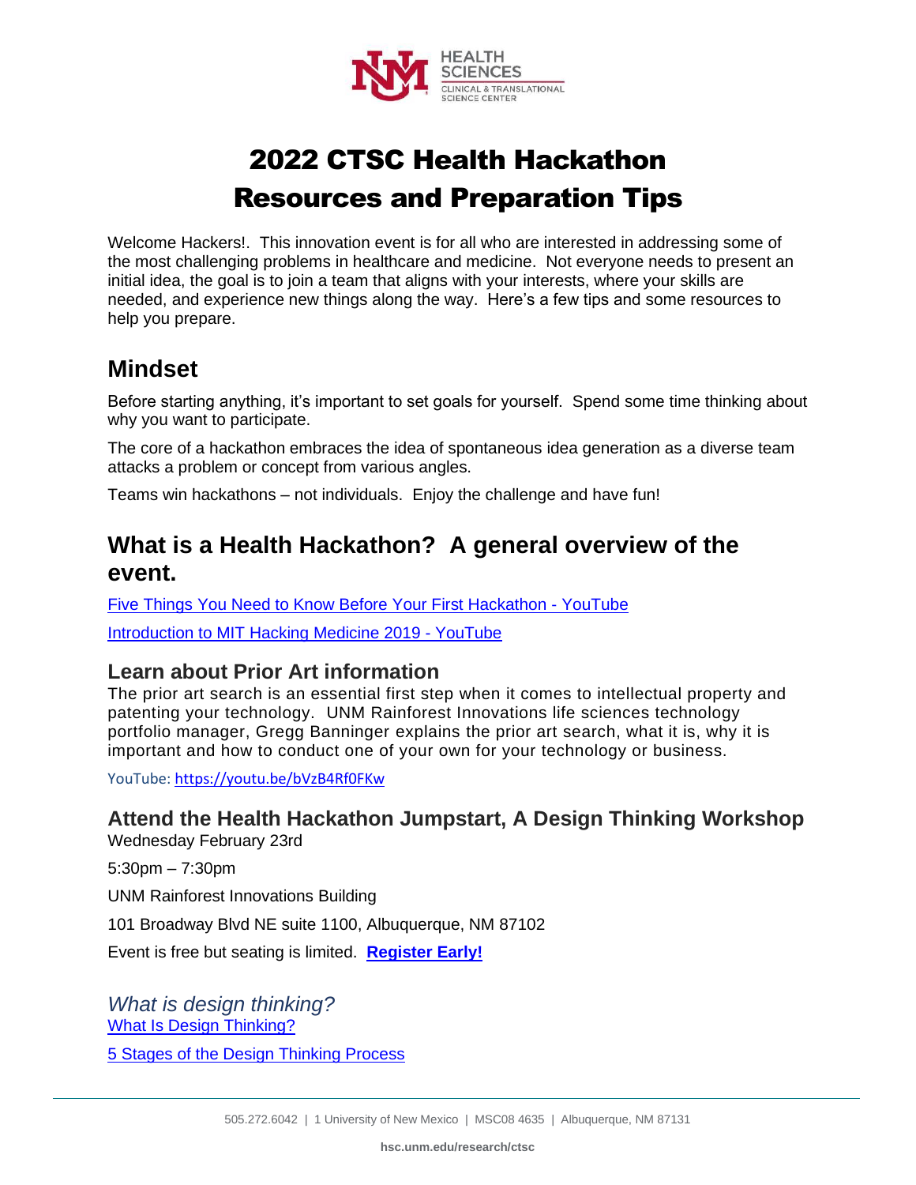# 2022 CTSC Health Hackathon Resources and Preparation Tips

Welcome Hackers!. This innovation event is for all who are interested in addressing some of the most challenging problems in healthcare and medicine. Not everyone needs to present an initial idea, the goal is to join a team that aligns with your interests, where your skills are needed, and experience new things along the way. Here's a few tips and some resources to help you prepare.

## Mindset

Before starting anything, it's important to set goals for yourself. Spend some time thinking about why you want to participate.

The core of a hackathon embraces the idea of spontaneous idea generation as a diverse team attacks a problem or concept from various angles.

Teams win hackathons – not individuals. Enjoy the challenge and have fun!

## What is a Health Hackathon? A general overview of the event.

Five Things You Need to Know Before Your First Hackathon - YouTube

Introduction to MIT Hacking Medicine 2019 - YouTube

### Learn about Prior Art information

The prior art search is an essential first step when it comes to intellectual property and patenting your technology. UNM Rainforest Innovations life sciences technology portfolio manager, Gregg Banninger explains the prior art search, what it is, why it is important and how to conduct one of your own for your technology or business.

YouTube: https://youtu.be/bVzB4Rf0FKw

### Attend the Health Hackathon Jumpstart, A Design Thinking Workshop

Wednesday February 23rd

5:30pm – 7:30pm

UNM Rainforest Innovations Building

101 Broadway Blvd NE suite 1100, Albuquerque, NM 87102

Event is free but seating is limited. **Register Early!**

### *What is design thinking?*

What Is Design Thinking?

5 Stages of the Design Thinking Process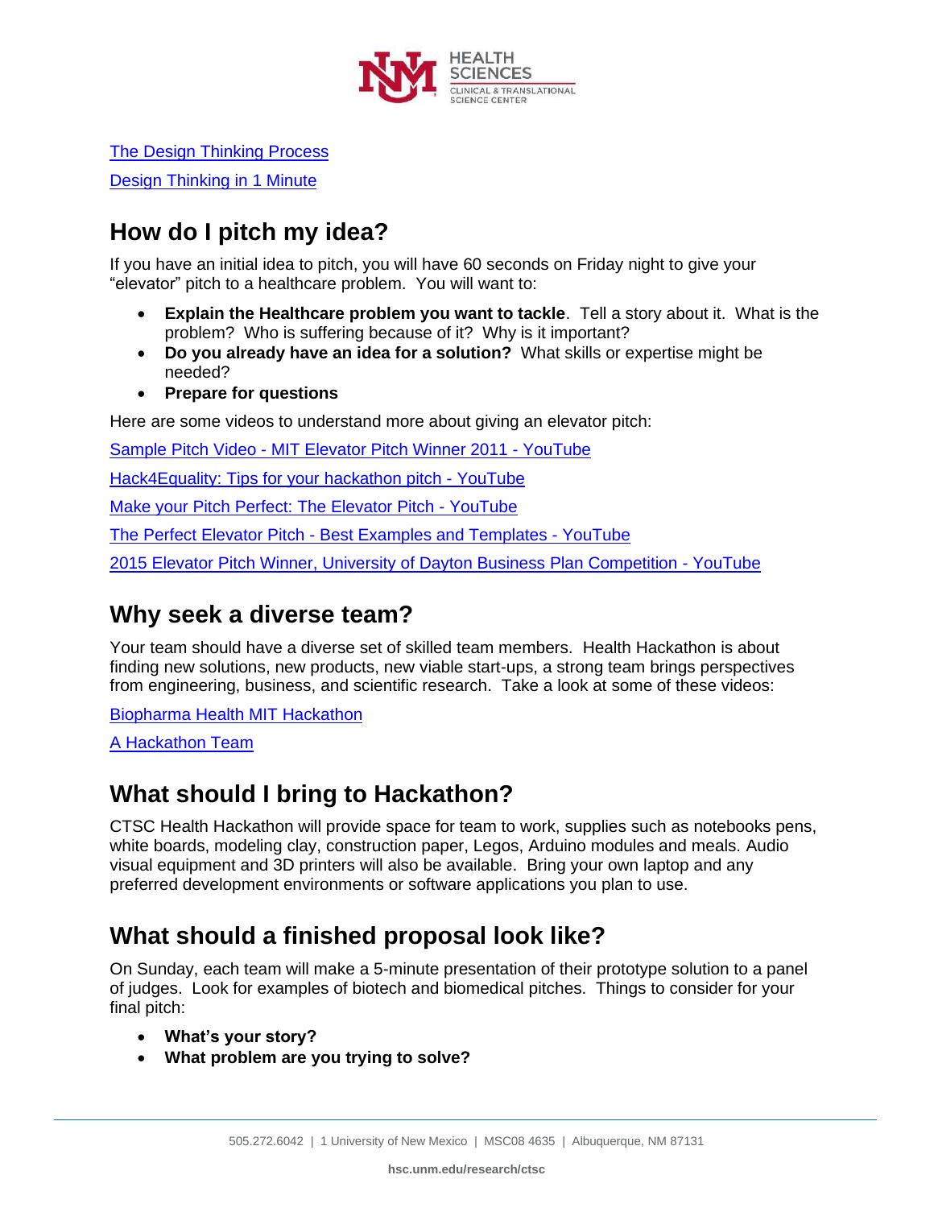[The Design Thinking Process](#)

[Design Thinking in 1 Minute](#)

## How do I pitch my idea?

If you have an initial idea to pitch, you will have 60 seconds on Friday night to give your "elevator" pitch to a healthcare problem. You will want to:

- **Explain the Healthcare problem you want to tackle**. Tell a story about it. What is the problem? Who is suffering because of it? Why is it important?
- **Do you already have an idea for a solution?** What skills or expertise might be needed?
- **Prepare for questions**

Here are some videos to understand more about giving an elevator pitch:

[Sample Pitch Video - MIT Elevator Pitch Winner 2011 - YouTube](#)

[Hack4Equality: Tips for your hackathon pitch - YouTube](#)

[Make your Pitch Perfect: The Elevator Pitch - YouTube](#)

[The Perfect Elevator Pitch - Best Examples and Templates - YouTube](#)

[2015 Elevator Pitch Winner, University of Dayton Business Plan Competition - YouTube](#)

## Why seek a diverse team?

Your team should have a diverse set of skilled team members. Health Hackathon is about finding new solutions, new products, new viable start-ups, a strong team brings perspectives from engineering, business, and scientific research. Take a look at some of these videos:

[Biopharma Health MIT Hackathon](#)

[A Hackathon Team](#)

## What should I bring to Hackathon?

CTSC Health Hackathon will provide space for team to work, supplies such as notebooks pens, white boards, modeling clay, construction paper, Legos, Arduino modules and meals. Audio visual equipment and 3D printers will also be available. Bring your own laptop and any preferred development environments or software applications you plan to use.

## What should a finished proposal look like?

On Sunday, each team will make a 5-minute presentation of their prototype solution to a panel of judges. Look for examples of biotech and biomedical pitches. Things to consider for your final pitch:

- **What's your story?**
- **What problem are you trying to solve?**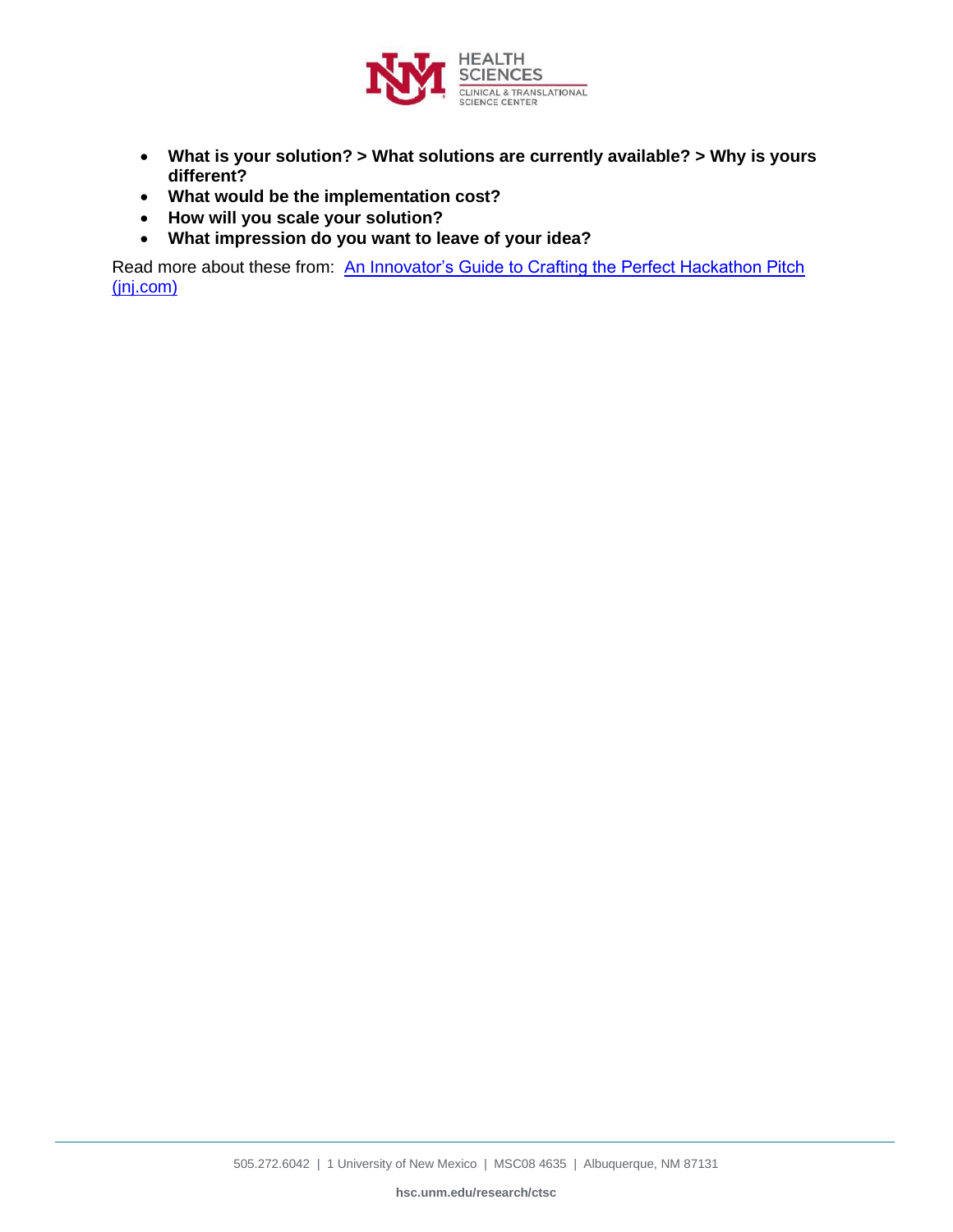- **What is your solution? > What solutions are currently available? > Why is yours different?**
- **What would be the implementation cost?**
- **How will you scale your solution?**
- **What impression do you want to leave of your idea?**

Read more about these from: [An Innovator's Guide to Crafting the Perfect Hackathon Pitch (jnj.com)]()